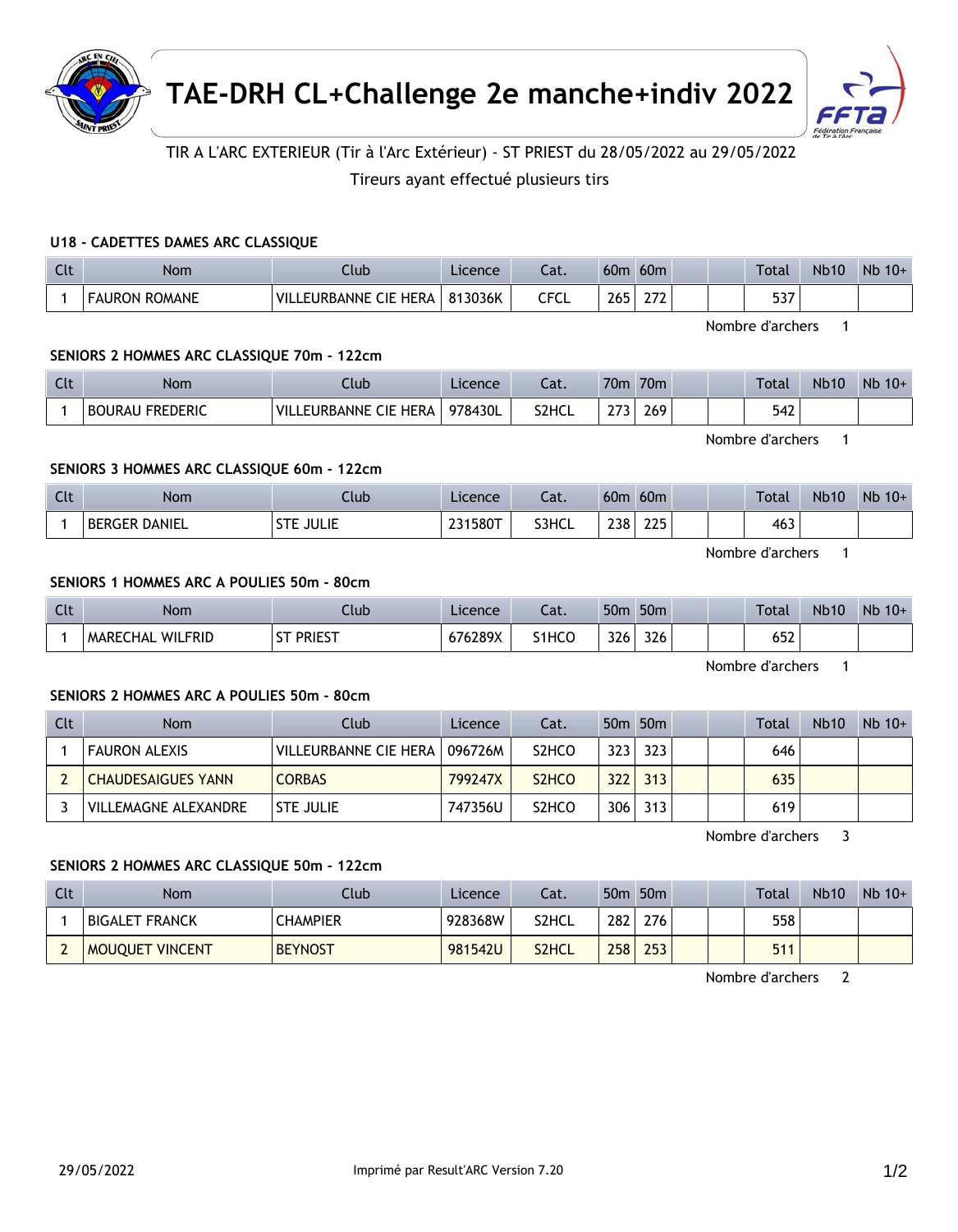# TAE-DRH CL+Challenge 2e manche+indiv 2022

TIR A L'ARC EXTERIEUR (Tir à l'Arc Extérieur) - ST PRIEST du 28/05/2022 au 29/05/2022

Tireurs ayant effectué plusieurs tirs

### U18 - CADETTES DAMES ARC CLASSIQUE

| Clt | Nom | Club | Licence | Cat. | 60m | 60m | | | Total | Nb10 | Nb 10+ |
|---|---|---|---|---|---|---|---|---|---|---|---|
| 1 | FAURON ROMANE | VILLEURBANNE CIE HERA | 813036K | CFCL | 265 | 272 | | | 537 | | |

Nombre d'archers 1

### SENIORS 2 HOMMES ARC CLASSIQUE 70m - 122cm

| Clt | Nom | Club | Licence | Cat. | 70m | 70m | | | Total | Nb10 | Nb 10+ |
|---|---|---|---|---|---|---|---|---|---|---|---|
| 1 | BOURAU FREDERIC | VILLEURBANNE CIE HERA | 978430L | S2HCL | 273 | 269 | | | 542 | | |

Nombre d'archers 1

### SENIORS 3 HOMMES ARC CLASSIQUE 60m - 122cm

| Clt | Nom | Club | Licence | Cat. | 60m | 60m | | | Total | Nb10 | Nb 10+ |
|---|---|---|---|---|---|---|---|---|---|---|---|
| 1 | BERGER DANIEL | STE JULIE | 231580T | S3HCL | 238 | 225 | | | 463 | | |

Nombre d'archers 1

### SENIORS 1 HOMMES ARC A POULIES 50m - 80cm

| Clt | Nom | Club | Licence | Cat. | 50m | 50m | | | Total | Nb10 | Nb 10+ |
|---|---|---|---|---|---|---|---|---|---|---|---|
| 1 | MARECHAL WILFRID | ST PRIEST | 676289X | S1HCO | 326 | 326 | | | 652 | | |

Nombre d'archers 1

### SENIORS 2 HOMMES ARC A POULIES 50m - 80cm

| Clt | Nom | Club | Licence | Cat. | 50m | 50m | | | Total | Nb10 | Nb 10+ |
|---|---|---|---|---|---|---|---|---|---|---|---|
| 1 | FAURON ALEXIS | VILLEURBANNE CIE HERA | 096726M | S2HCO | 323 | 323 | | | 646 | | |
| 2 | CHAUDESAIGUES YANN | CORBAS | 799247X | S2HCO | 322 | 313 | | | 635 | | |
| 3 | VILLEMAGNE ALEXANDRE | STE JULIE | 747356U | S2HCO | 306 | 313 | | | 619 | | |

Nombre d'archers 3

### SENIORS 2 HOMMES ARC CLASSIQUE 50m - 122cm

| Clt | Nom | Club | Licence | Cat. | 50m | 50m | | | Total | Nb10 | Nb 10+ |
|---|---|---|---|---|---|---|---|---|---|---|---|
| 1 | BIGALET FRANCK | CHAMPIER | 928368W | S2HCL | 282 | 276 | | | 558 | | |
| 2 | MOUQUET VINCENT | BEYNOST | 981542U | S2HCL | 258 | 253 | | | 511 | | |

Nombre d'archers 2

29/05/2022 Imprimé par Result'ARC Version 7.20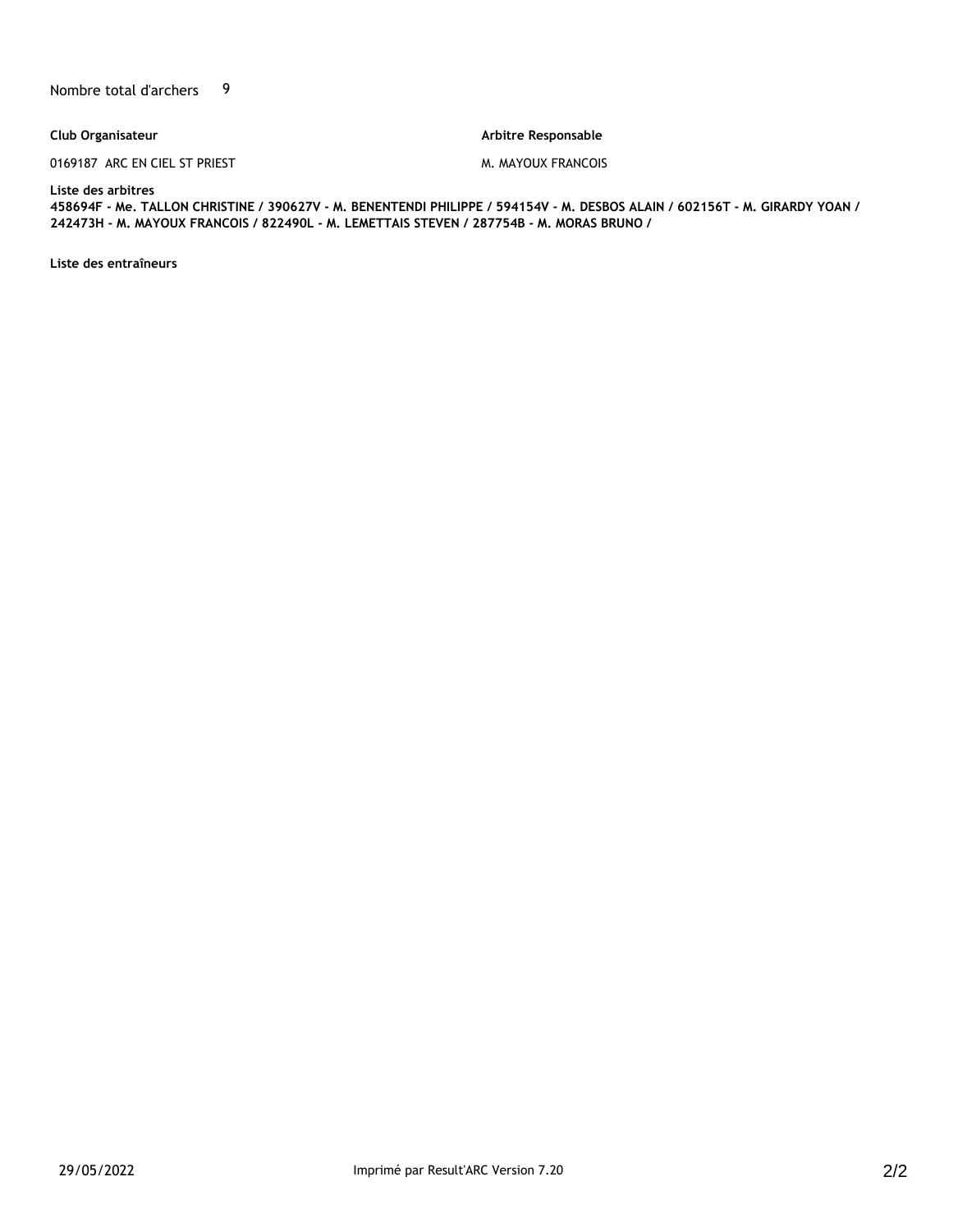Nombre total d'archers 9

**Club Organisateur**

0169187 ARC EN CIEL ST PRIEST

**Arbitre Responsable**

M. MAYOUX FRANCOIS

**Liste des arbitres**

**458694F - Me. TALLON CHRISTINE / 390627V - M. BENENTENDI PHILIPPE / 594154V - M. DESBOS ALAIN / 602156T - M. GIRARDY YOAN / 242473H - M. MAYOUX FRANCOIS / 822490L - M. LEMETTAIS STEVEN / 287754B - M. MORAS BRUNO /**

**Liste des entraîneurs**

29/05/2022 Imprimé par Result'ARC Version 7.20